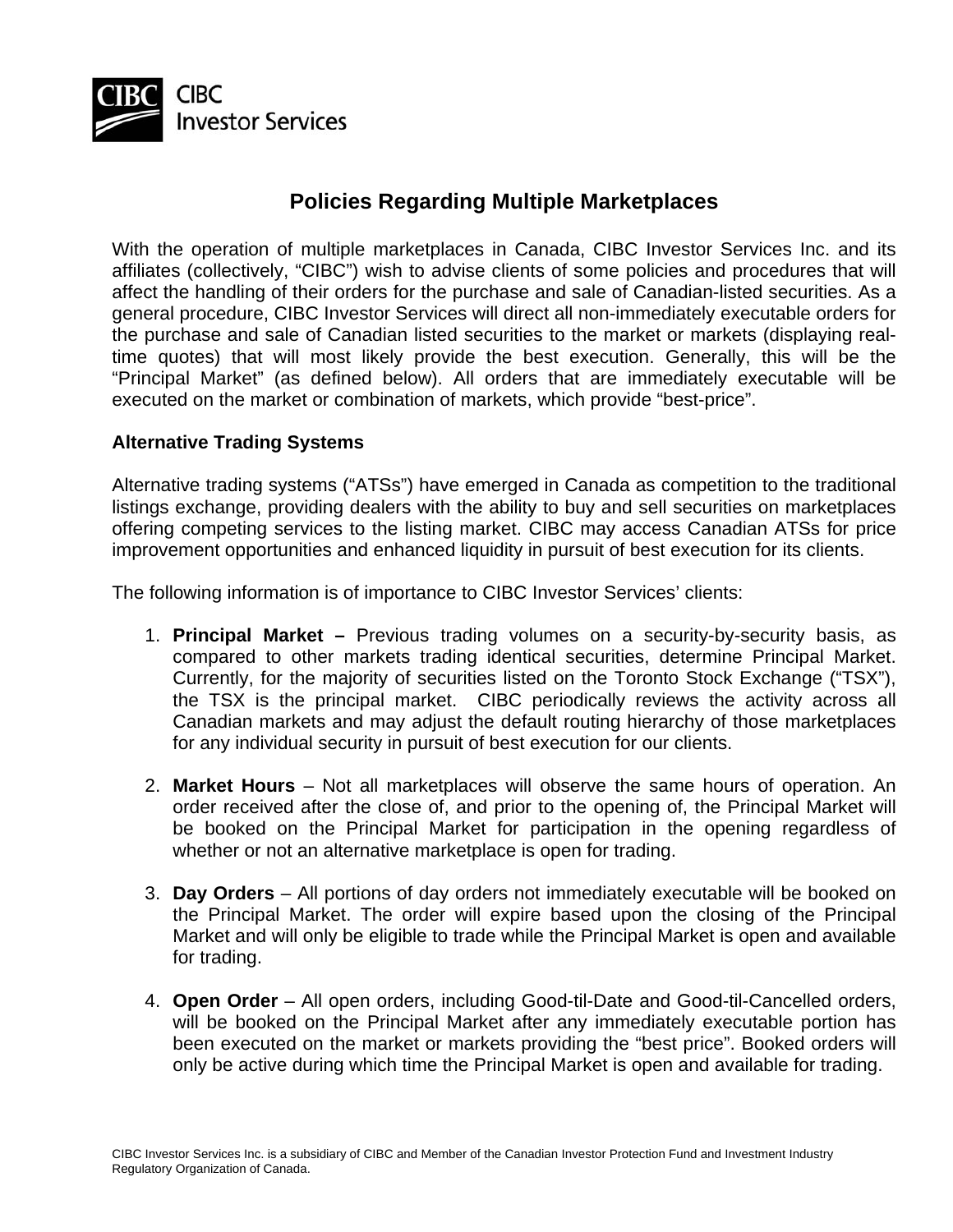CIBC Investor Services

# Policies Regarding Multiple Marketplaces

With the operation of multiple marketplaces in Canada, CIBC Investor Services Inc. and its affiliates (collectively, "CIBC") wish to advise clients of some policies and procedures that will affect the handling of their orders for the purchase and sale of Canadian-listed securities. As a general procedure, CIBC Investor Services will direct all non-immediately executable orders for the purchase and sale of Canadian listed securities to the market or markets (displaying real-time quotes) that will most likely provide the best execution. Generally, this will be the "Principal Market" (as defined below). All orders that are immediately executable will be executed on the market or combination of markets, which provide "best-price".

## Alternative Trading Systems

Alternative trading systems ("ATSs") have emerged in Canada as competition to the traditional listings exchange, providing dealers with the ability to buy and sell securities on marketplaces offering competing services to the listing market. CIBC may access Canadian ATSs for price improvement opportunities and enhanced liquidity in pursuit of best execution for its clients.

The following information is of importance to CIBC Investor Services' clients:

1. **Principal Market –** Previous trading volumes on a security-by-security basis, as compared to other markets trading identical securities, determine Principal Market. Currently, for the majority of securities listed on the Toronto Stock Exchange ("TSX"), the TSX is the principal market. CIBC periodically reviews the activity across all Canadian markets and may adjust the default routing hierarchy of those marketplaces for any individual security in pursuit of best execution for our clients.

2. **Market Hours** – Not all marketplaces will observe the same hours of operation. An order received after the close of, and prior to the opening of, the Principal Market will be booked on the Principal Market for participation in the opening regardless of whether or not an alternative marketplace is open for trading.

3. **Day Orders** – All portions of day orders not immediately executable will be booked on the Principal Market. The order will expire based upon the closing of the Principal Market and will only be eligible to trade while the Principal Market is open and available for trading.

4. **Open Order** – All open orders, including Good-til-Date and Good-til-Cancelled orders, will be booked on the Principal Market after any immediately executable portion has been executed on the market or markets providing the "best price". Booked orders will only be active during which time the Principal Market is open and available for trading.

CIBC Investor Services Inc. is a subsidiary of CIBC and Member of the Canadian Investor Protection Fund and Investment Industry Regulatory Organization of Canada.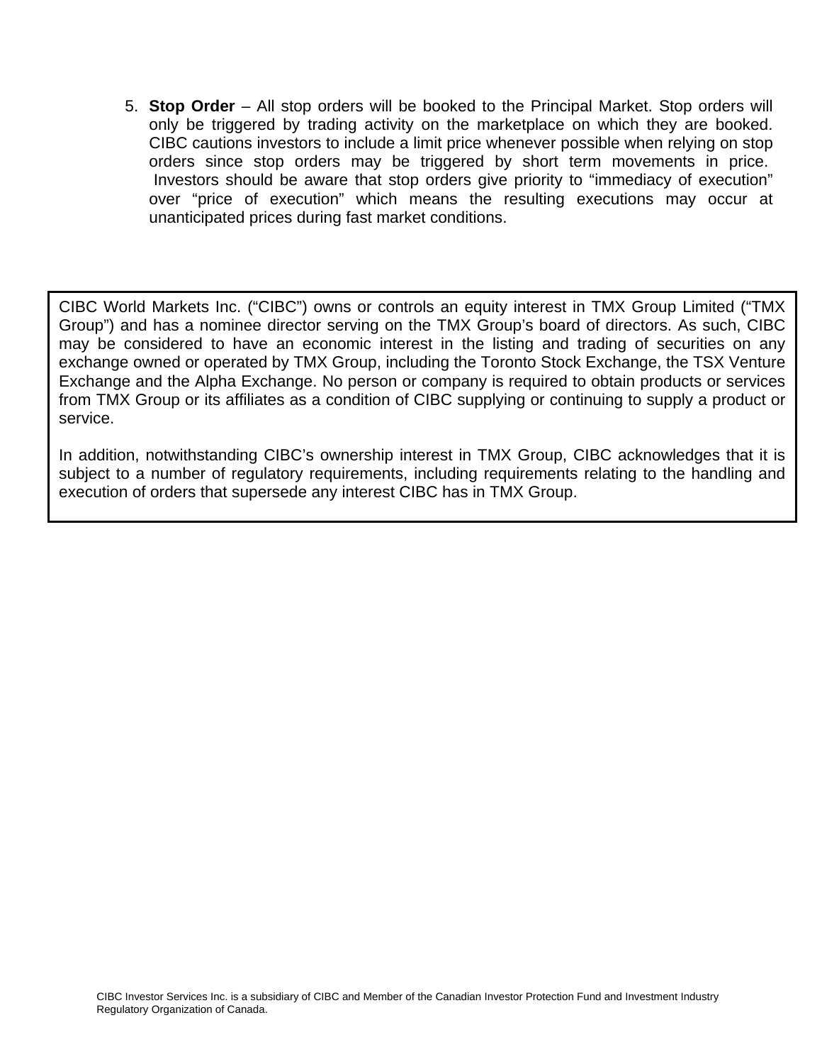5. **Stop Order** – All stop orders will be booked to the Principal Market. Stop orders will only be triggered by trading activity on the marketplace on which they are booked. CIBC cautions investors to include a limit price whenever possible when relying on stop orders since stop orders may be triggered by short term movements in price. Investors should be aware that stop orders give priority to "immediacy of execution" over "price of execution" which means the resulting executions may occur at unanticipated prices during fast market conditions.

CIBC World Markets Inc. ("CIBC") owns or controls an equity interest in TMX Group Limited ("TMX Group") and has a nominee director serving on the TMX Group's board of directors. As such, CIBC may be considered to have an economic interest in the listing and trading of securities on any exchange owned or operated by TMX Group, including the Toronto Stock Exchange, the TSX Venture Exchange and the Alpha Exchange. No person or company is required to obtain products or services from TMX Group or its affiliates as a condition of CIBC supplying or continuing to supply a product or service.

In addition, notwithstanding CIBC's ownership interest in TMX Group, CIBC acknowledges that it is subject to a number of regulatory requirements, including requirements relating to the handling and execution of orders that supersede any interest CIBC has in TMX Group.

CIBC Investor Services Inc. is a subsidiary of CIBC and Member of the Canadian Investor Protection Fund and Investment Industry Regulatory Organization of Canada.